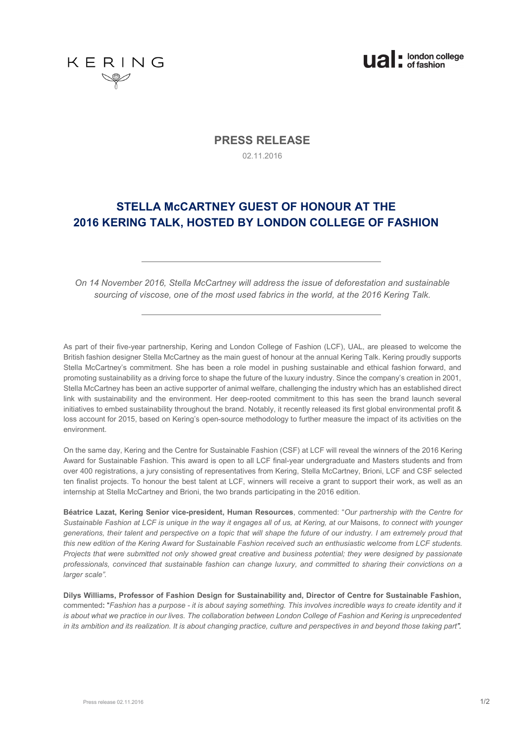KERING

ual: london college of fashion

# PRESS RELEASE

02.11.2016

## STELLA McCARTNEY GUEST OF HONOUR AT THE 2016 KERING TALK, HOSTED BY LONDON COLLEGE OF FASHION

---

*On 14 November 2016, Stella McCartney will address the issue of deforestation and sustainable sourcing of viscose, one of the most used fabrics in the world, at the 2016 Kering Talk.*

---

As part of their five-year partnership, Kering and London College of Fashion (LCF), UAL, are pleased to welcome the British fashion designer Stella McCartney as the main guest of honour at the annual Kering Talk. Kering proudly supports Stella McCartney's commitment. She has been a role model in pushing sustainable and ethical fashion forward, and promoting sustainability as a driving force to shape the future of the luxury industry. Since the company's creation in 2001, Stella McCartney has been an active supporter of animal welfare, challenging the industry which has an established direct link with sustainability and the environment. Her deep-rooted commitment to this has seen the brand launch several initiatives to embed sustainability throughout the brand. Notably, it recently released its first global environmental profit & loss account for 2015, based on Kering's open-source methodology to further measure the impact of its activities on the environment.

On the same day, Kering and the Centre for Sustainable Fashion (CSF) at LCF will reveal the winners of the 2016 Kering Award for Sustainable Fashion. This award is open to all LCF final-year undergraduate and Masters students and from over 400 registrations, a jury consisting of representatives from Kering, Stella McCartney, Brioni, LCF and CSF selected ten finalist projects. To honour the best talent at LCF, winners will receive a grant to support their work, as well as an internship at Stella McCartney and Brioni, the two brands participating in the 2016 edition.

**Béatrice Lazat, Kering Senior vice-president, Human Resources**, commented: "*Our partnership with the Centre for Sustainable Fashion at LCF is unique in the way it engages all of us, at Kering, at our* Maisons*, to connect with younger generations, their talent and perspective on a topic that will shape the future of our industry. I am extremely proud that this new edition of the Kering Award for Sustainable Fashion received such an enthusiastic welcome from LCF students. Projects that were submitted not only showed great creative and business potential; they were designed by passionate professionals, convinced that sustainable fashion can change luxury, and committed to sharing their convictions on a larger scale".*

**Dilys Williams, Professor of Fashion Design for Sustainability and, Director of Centre for Sustainable Fashion,** commented**:** "*Fashion has a purpose - it is about saying something. This involves incredible ways to create identity and it is about what we practice in our lives. The collaboration between London College of Fashion and Kering is unprecedented in its ambition and its realization. It is about changing practice, culture and perspectives in and beyond those taking part".*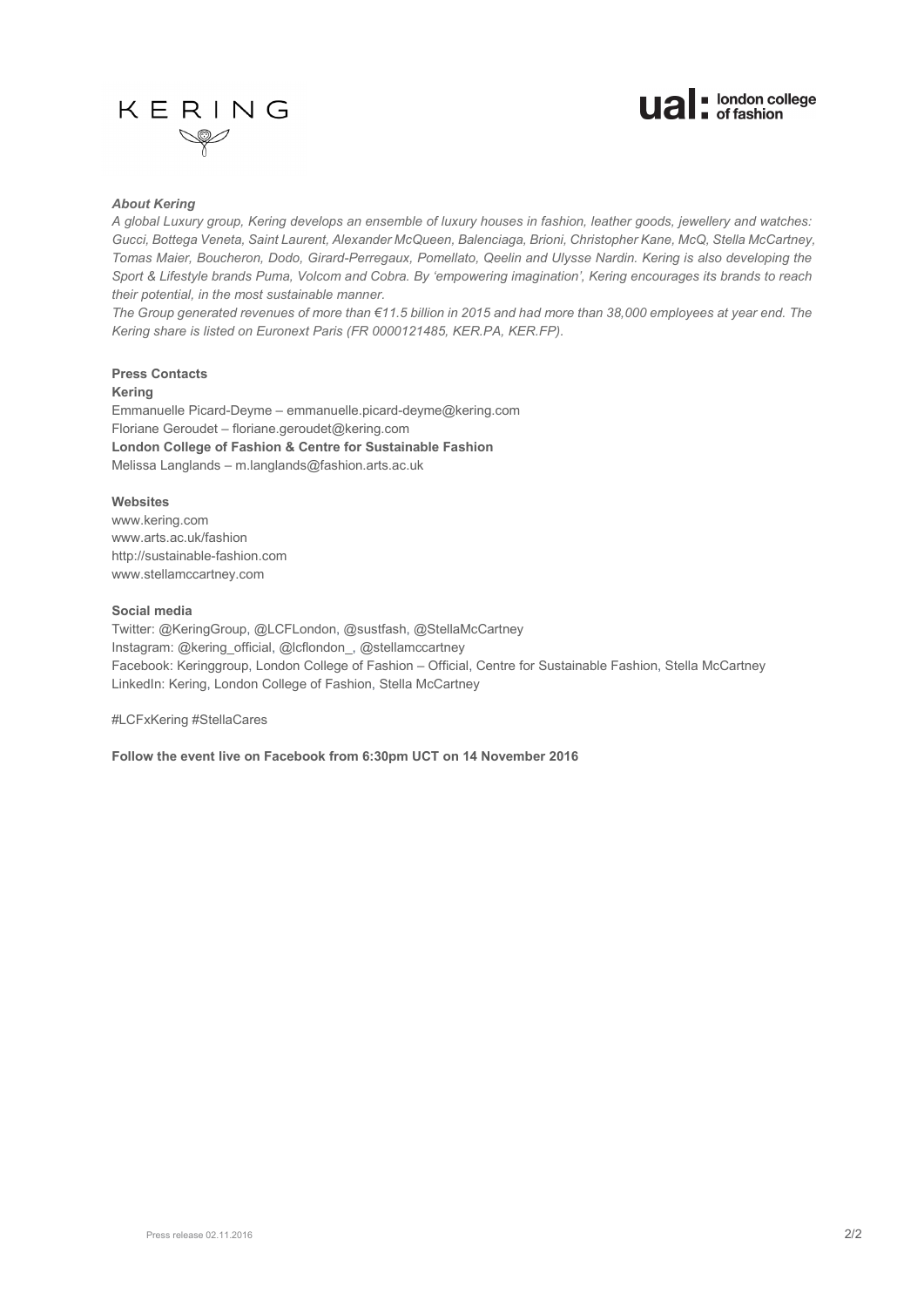***About Kering***

*A global Luxury group, Kering develops an ensemble of luxury houses in fashion, leather goods, jewellery and watches: Gucci, Bottega Veneta, Saint Laurent, Alexander McQueen, Balenciaga, Brioni, Christopher Kane, McQ, Stella McCartney, Tomas Maier, Boucheron, Dodo, Girard-Perregaux, Pomellato, Qeelin and Ulysse Nardin. Kering is also developing the Sport & Lifestyle brands Puma, Volcom and Cobra. By 'empowering imagination', Kering encourages its brands to reach their potential, in the most sustainable manner.*

*The Group generated revenues of more than €11.5 billion in 2015 and had more than 38,000 employees at year end. The Kering share is listed on Euronext Paris (FR 0000121485, KER.PA, KER.FP).*

**Press Contacts**

**Kering**

Emmanuelle Picard-Deyme – emmanuelle.picard-deyme@kering.com

Floriane Geroudet – floriane.geroudet@kering.com

**London College of Fashion & Centre for Sustainable Fashion**

Melissa Langlands – m.langlands@fashion.arts.ac.uk

**Websites**

www.kering.com

www.arts.ac.uk/fashion

http://sustainable-fashion.com

www.stellamccartney.com

**Social media**

Twitter: @KeringGroup, @LCFLondon, @sustfash, @StellaMcCartney

Instagram: @kering_official, @lcflondon_, @stellamccartney

Facebook: Keringgroup, London College of Fashion – Official, Centre for Sustainable Fashion, Stella McCartney

LinkedIn: Kering, London College of Fashion, Stella McCartney

#LCFxKering #StellaCares

**Follow the event live on Facebook from 6:30pm UCT on 14 November 2016**